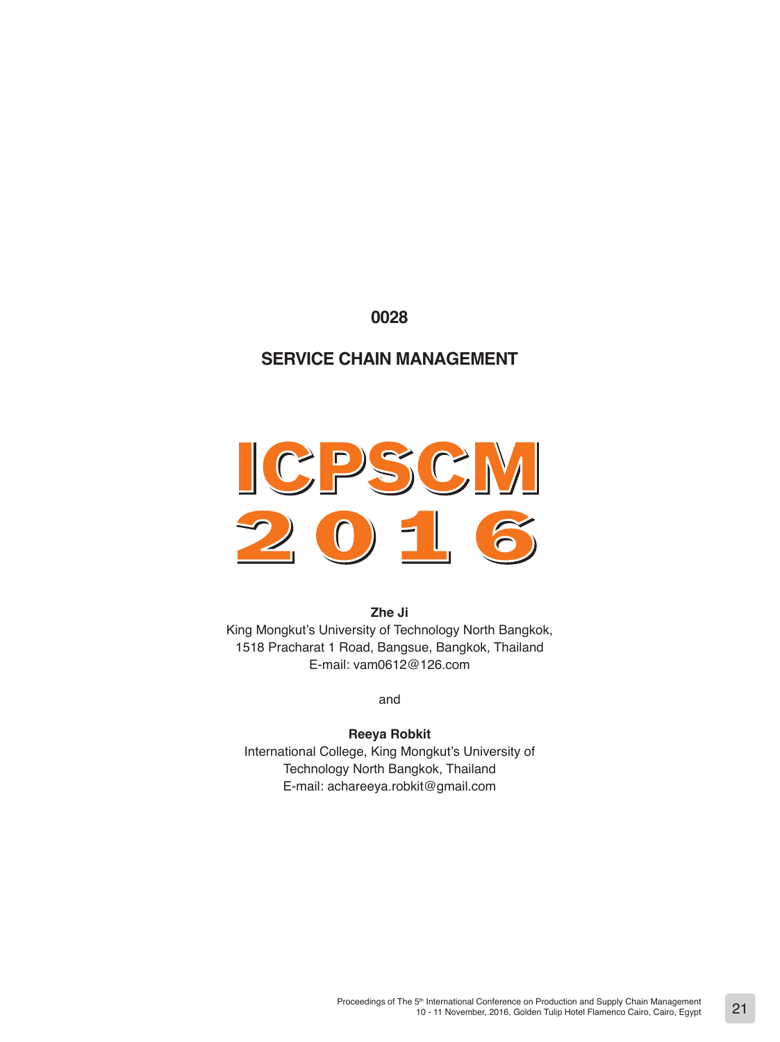**0028**

# SERVICE CHAIN MANAGEMENT

ICPSCM 2016

**Zhe Ji**
King Mongkut's University of Technology North Bangkok,
1518 Pracharat 1 Road, Bangsue, Bangkok, Thailand
E-mail: vam0612@126.com

and

**Reeya Robkit**
International College, King Mongkut's University of
Technology North Bangkok, Thailand
E-mail: achareeya.robkit@gmail.com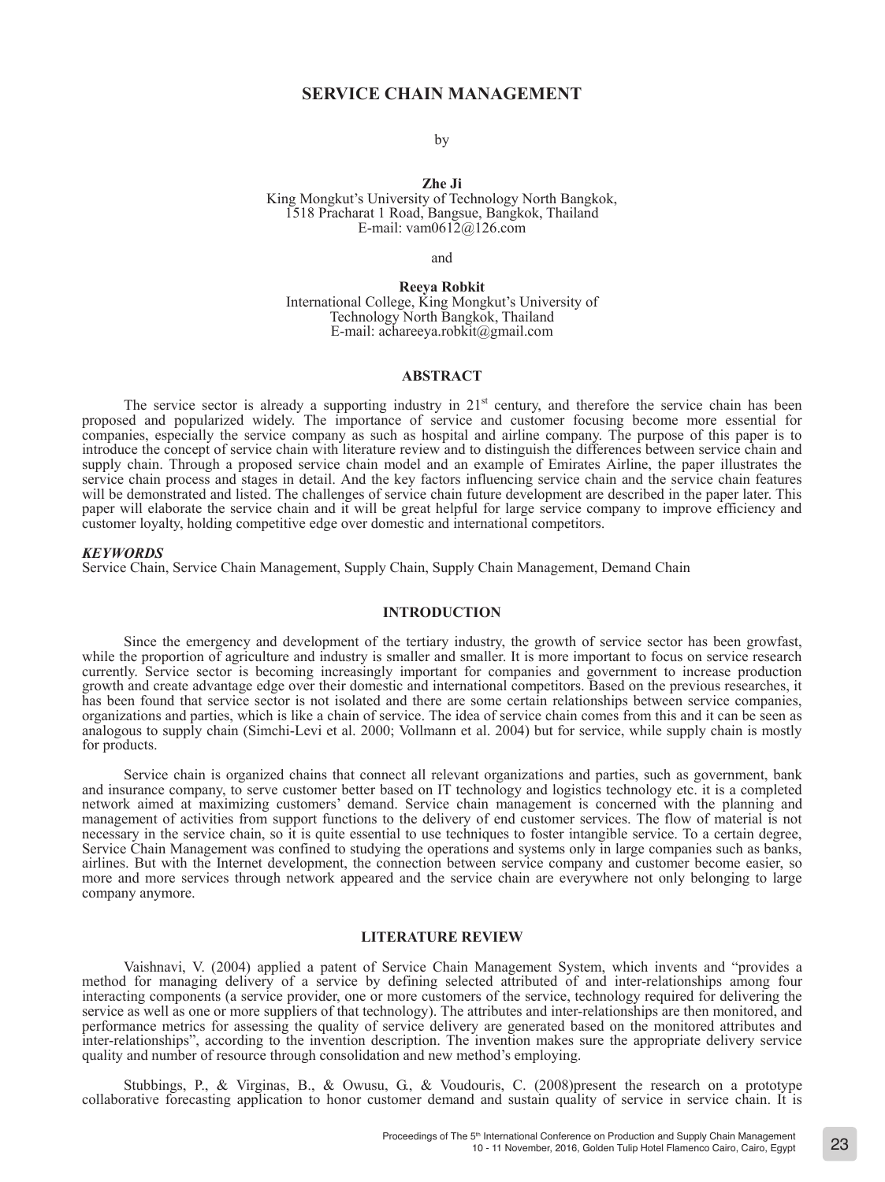# SERVICE CHAIN MANAGEMENT

by

**Zhe Ji**
King Mongkut's University of Technology North Bangkok,
1518 Pracharat 1 Road, Bangsue, Bangkok, Thailand
E-mail: vam0612@126.com

and

**Reeya Robkit**
International College, King Mongkut's University of Technology North Bangkok, Thailand
E-mail: achareeya.robkit@gmail.com

## ABSTRACT

The service sector is already a supporting industry in 21st century, and therefore the service chain has been proposed and popularized widely. The importance of service and customer focusing become more essential for companies, especially the service company as such as hospital and airline company. The purpose of this paper is to introduce the concept of service chain with literature review and to distinguish the differences between service chain and supply chain. Through a proposed service chain model and an example of Emirates Airline, the paper illustrates the service chain process and stages in detail. And the key factors influencing service chain and the service chain features will be demonstrated and listed. The challenges of service chain future development are described in the paper later. This paper will elaborate the service chain and it will be great helpful for large service company to improve efficiency and customer loyalty, holding competitive edge over domestic and international competitors.

***KEYWORDS***
Service Chain, Service Chain Management, Supply Chain, Supply Chain Management, Demand Chain

## INTRODUCTION

Since the emergency and development of the tertiary industry, the growth of service sector has been growfast, while the proportion of agriculture and industry is smaller and smaller. It is more important to focus on service research currently. Service sector is becoming increasingly important for companies and government to increase production growth and create advantage edge over their domestic and international competitors. Based on the previous researches, it has been found that service sector is not isolated and there are some certain relationships between service companies, organizations and parties, which is like a chain of service. The idea of service chain comes from this and it can be seen as analogous to supply chain (Simchi-Levi et al. 2000; Vollmann et al. 2004) but for service, while supply chain is mostly for products.

Service chain is organized chains that connect all relevant organizations and parties, such as government, bank and insurance company, to serve customer better based on IT technology and logistics technology etc. it is a completed network aimed at maximizing customers' demand. Service chain management is concerned with the planning and management of activities from support functions to the delivery of end customer services. The flow of material is not necessary in the service chain, so it is quite essential to use techniques to foster intangible service. To a certain degree, Service Chain Management was confined to studying the operations and systems only in large companies such as banks, airlines. But with the Internet development, the connection between service company and customer become easier, so more and more services through network appeared and the service chain are everywhere not only belonging to large company anymore.

## LITERATURE REVIEW

Vaishnavi, V. (2004) applied a patent of Service Chain Management System, which invents and "provides a method for managing delivery of a service by defining selected attributed of and inter-relationships among four interacting components (a service provider, one or more customers of the service, technology required for delivering the service as well as one or more suppliers of that technology). The attributes and inter-relationships are then monitored, and performance metrics for assessing the quality of service delivery are generated based on the monitored attributes and inter-relationships", according to the invention description. The invention makes sure the appropriate delivery service quality and number of resource through consolidation and new method's employing.

Stubbings, P., & Virginas, B., & Owusu, G., & Voudouris, C. (2008)present the research on a prototype collaborative forecasting application to honor customer demand and sustain quality of service in service chain. It is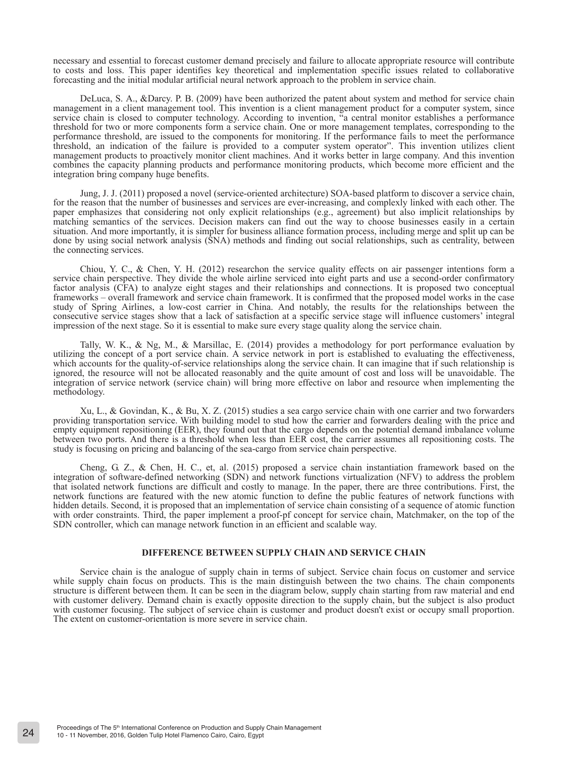necessary and essential to forecast customer demand precisely and failure to allocate appropriate resource will contribute to costs and loss. This paper identifies key theoretical and implementation specific issues related to collaborative forecasting and the initial modular artificial neural network approach to the problem in service chain.

DeLuca, S. A., &Darcy. P. B. (2009) have been authorized the patent about system and method for service chain management in a client management tool. This invention is a client management product for a computer system, since service chain is closed to computer technology. According to invention, "a central monitor establishes a performance threshold for two or more components form a service chain. One or more management templates, corresponding to the performance threshold, are issued to the components for monitoring. If the performance fails to meet the performance threshold, an indication of the failure is provided to a computer system operator". This invention utilizes client management products to proactively monitor client machines. And it works better in large company. And this invention combines the capacity planning products and performance monitoring products, which become more efficient and the integration bring company huge benefits.

Jung, J. J. (2011) proposed a novel (service-oriented architecture) SOA-based platform to discover a service chain, for the reason that the number of businesses and services are ever-increasing, and complexly linked with each other. The paper emphasizes that considering not only explicit relationships (e.g., agreement) but also implicit relationships by matching semantics of the services. Decision makers can find out the way to choose businesses easily in a certain situation. And more importantly, it is simpler for business alliance formation process, including merge and split up can be done by using social network analysis (SNA) methods and finding out social relationships, such as centrality, between the connecting services.

Chiou, Y. C., & Chen, Y. H. (2012) researchon the service quality effects on air passenger intentions form a service chain perspective. They divide the whole airline serviced into eight parts and use a second-order confirmatory factor analysis (CFA) to analyze eight stages and their relationships and connections. It is proposed two conceptual frameworks – overall framework and service chain framework. It is confirmed that the proposed model works in the case study of Spring Airlines, a low-cost carrier in China. And notably, the results for the relationships between the consecutive service stages show that a lack of satisfaction at a specific service stage will influence customers' integral impression of the next stage. So it is essential to make sure every stage quality along the service chain.

Tally, W. K., & Ng, M., & Marsillac, E. (2014) provides a methodology for port performance evaluation by utilizing the concept of a port service chain. A service network in port is established to evaluating the effectiveness, which accounts for the quality-of-service relationships along the service chain. It can imagine that if such relationship is ignored, the resource will not be allocated reasonably and the quite amount of cost and loss will be unavoidable. The integration of service network (service chain) will bring more effective on labor and resource when implementing the methodology.

Xu, L., & Govindan, K., & Bu, X. Z. (2015) studies a sea cargo service chain with one carrier and two forwarders providing transportation service. With building model to stud how the carrier and forwarders dealing with the price and empty equipment repositioning (EER), they found out that the cargo depends on the potential demand imbalance volume between two ports. And there is a threshold when less than EER cost, the carrier assumes all repositioning costs. The study is focusing on pricing and balancing of the sea-cargo from service chain perspective.

Cheng, G. Z., & Chen, H. C., et, al. (2015) proposed a service chain instantiation framework based on the integration of software-defined networking (SDN) and network functions virtualization (NFV) to address the problem that isolated network functions are difficult and costly to manage. In the paper, there are three contributions. First, the network functions are featured with the new atomic function to define the public features of network functions with hidden details. Second, it is proposed that an implementation of service chain consisting of a sequence of atomic function with order constraints. Third, the paper implement a proof-pf concept for service chain, Matchmaker, on the top of the SDN controller, which can manage network function in an efficient and scalable way.

## DIFFERENCE BETWEEN SUPPLY CHAIN AND SERVICE CHAIN

Service chain is the analogue of supply chain in terms of subject. Service chain focus on customer and service while supply chain focus on products. This is the main distinguish between the two chains. The chain components structure is different between them. It can be seen in the diagram below, supply chain starting from raw material and end with customer delivery. Demand chain is exactly opposite direction to the supply chain, but the subject is also product with customer focusing. The subject of service chain is customer and product doesn't exist or occupy small proportion. The extent on customer-orientation is more severe in service chain.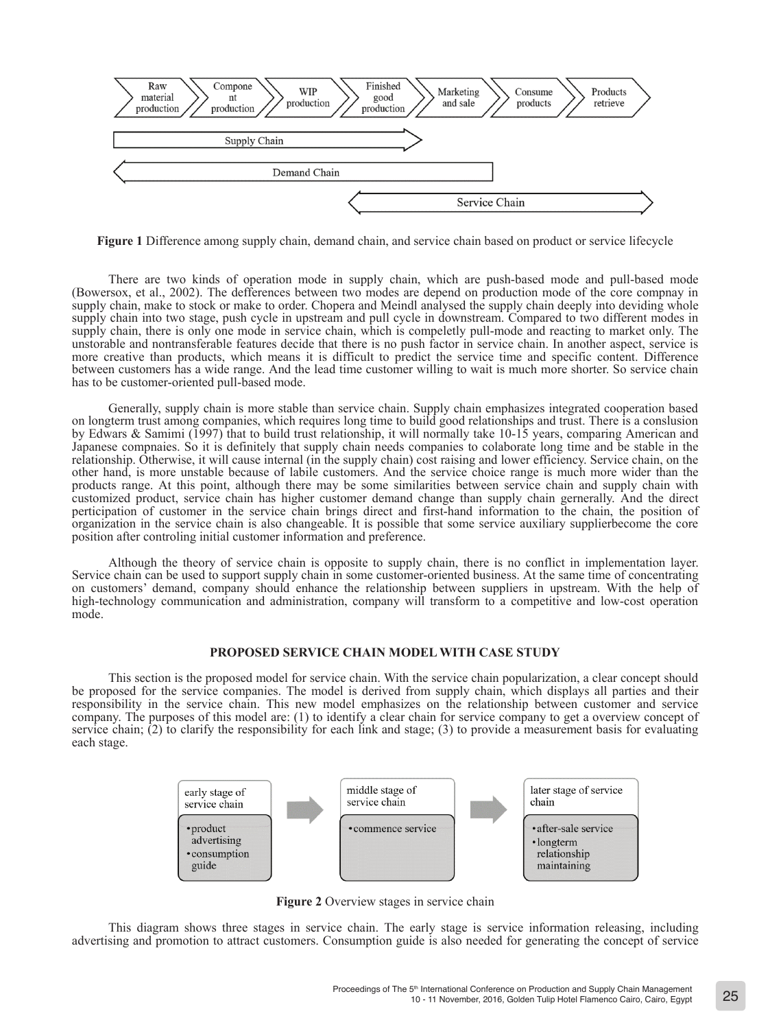Figure 1 Difference among supply chain, demand chain, and service chain based on product or service lifecycle

There are two kinds of operation mode in supply chain, which are push-based mode and pull-based mode (Bowersox, et al., 2002). The defferences between two modes are depend on production mode of the core compnay in supply chain, make to stock or make to order. Chopera and Meindl analysed the supply chain deeply into deviding whole supply chain into two stage, push cycle in upstream and pull cycle in downstream. Compared to two different modes in supply chain, there is only one mode in service chain, which is compeletly pull-mode and reacting to market only. The unstorable and nontransferable features decide that there is no push factor in service chain. In another aspect, service is more creative than products, which means it is difficult to predict the service time and specific content. Difference between customers has a wide range. And the lead time customer willing to wait is much more shorter. So service chain has to be customer-oriented pull-based mode.

Generally, supply chain is more stable than service chain. Supply chain emphasizes integrated cooperation based on longterm trust among companies, which requires long time to build good relationships and trust. There is a conslusion by Edwars & Samimi (1997) that to build trust relationship, it will normally take 10-15 years, comparing American and Japanese compnaies. So it is definitely that supply chain needs companies to colaborate long time and be stable in the relationship. Otherwise, it will cause internal (in the supply chain) cost raising and lower efficiency. Service chain, on the other hand, is more unstable because of labile customers. And the service choice range is much more wider than the products range. At this point, although there may be some similarities between service chain and supply chain with customized product, service chain has higher customer demand change than supply chain gernerally. And the direct perticipation of customer in the service chain brings direct and first-hand information to the chain, the position of organization in the service chain is also changeable. It is possible that some service auxiliary supplierbecome the core position after controling initial customer information and preference.

Although the theory of service chain is opposite to supply chain, there is no conflict in implementation layer. Service chain can be used to support supply chain in some customer-oriented business. At the same time of concentrating on customers' demand, company should enhance the relationship between suppliers in upstream. With the help of high-technology communication and administration, company will transform to a competitive and low-cost operation mode.

## PROPOSED SERVICE CHAIN MODEL WITH CASE STUDY

This section is the proposed model for service chain. With the service chain popularization, a clear concept should be proposed for the service companies. The model is derived from supply chain, which displays all parties and their responsibility in the service chain. This new model emphasizes on the relationship between customer and service company. The purposes of this model are: (1) to identify a clear chain for service company to get a overview concept of service chain; (2) to clarify the responsibility for each link and stage; (3) to provide a measurement basis for evaluating each stage.

Figure 2 Overview stages in service chain

This diagram shows three stages in service chain. The early stage is service information releasing, including advertising and promotion to attract customers. Consumption guide is also needed for generating the concept of service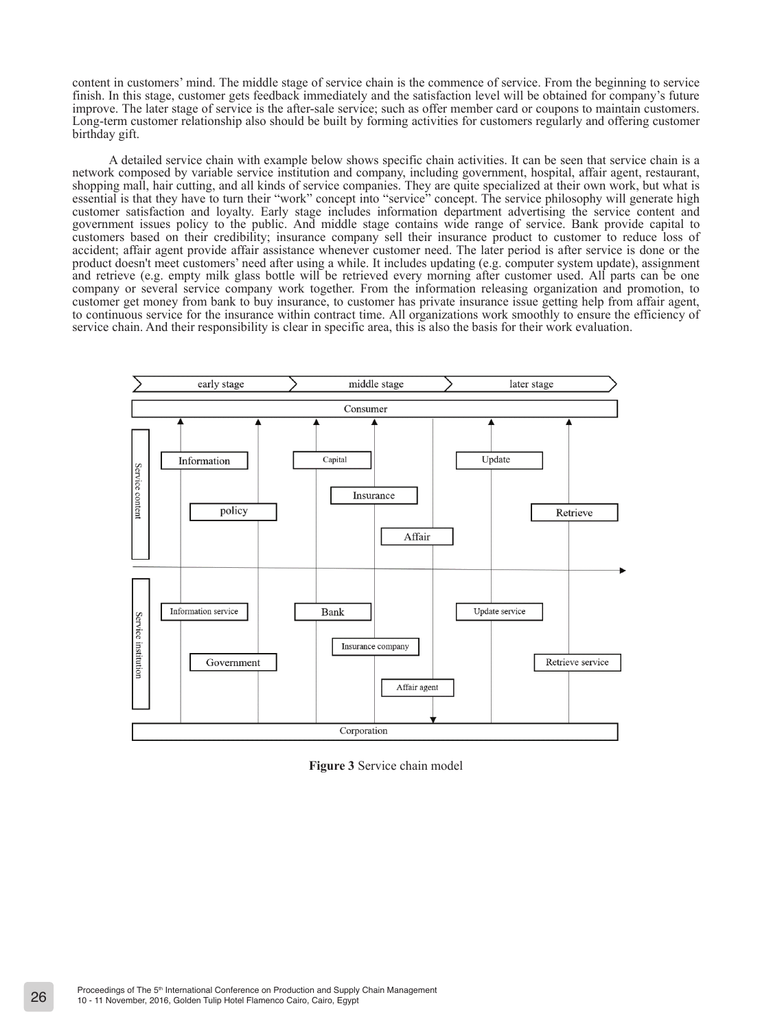content in customers' mind. The middle stage of service chain is the commence of service. From the beginning to service finish. In this stage, customer gets feedback immediately and the satisfaction level will be obtained for company's future improve. The later stage of service is the after-sale service; such as offer member card or coupons to maintain customers. Long-term customer relationship also should be built by forming activities for customers regularly and offering customer birthday gift.

A detailed service chain with example below shows specific chain activities. It can be seen that service chain is a network composed by variable service institution and company, including government, hospital, affair agent, restaurant, shopping mall, hair cutting, and all kinds of service companies. They are quite specialized at their own work, but what is essential is that they have to turn their "work" concept into "service" concept. The service philosophy will generate high customer satisfaction and loyalty. Early stage includes information department advertising the service content and government issues policy to the public. And middle stage contains wide range of service. Bank provide capital to customers based on their credibility; insurance company sell their insurance product to customer to reduce loss of accident; affair agent provide affair assistance whenever customer need. The later period is after service is done or the product doesn't meet customers' need after using a while. It includes updating (e.g. computer system update), assignment and retrieve (e.g. empty milk glass bottle will be retrieved every morning after customer used. All parts can be one company or several service company work together. From the information releasing organization and promotion, to customer get money from bank to buy insurance, to customer has private insurance issue getting help from affair agent, to continuous service for the insurance within contract time. All organizations work smoothly to ensure the efficiency of service chain. And their responsibility is clear in specific area, this is also the basis for their work evaluation.

**Figure 3** Service chain model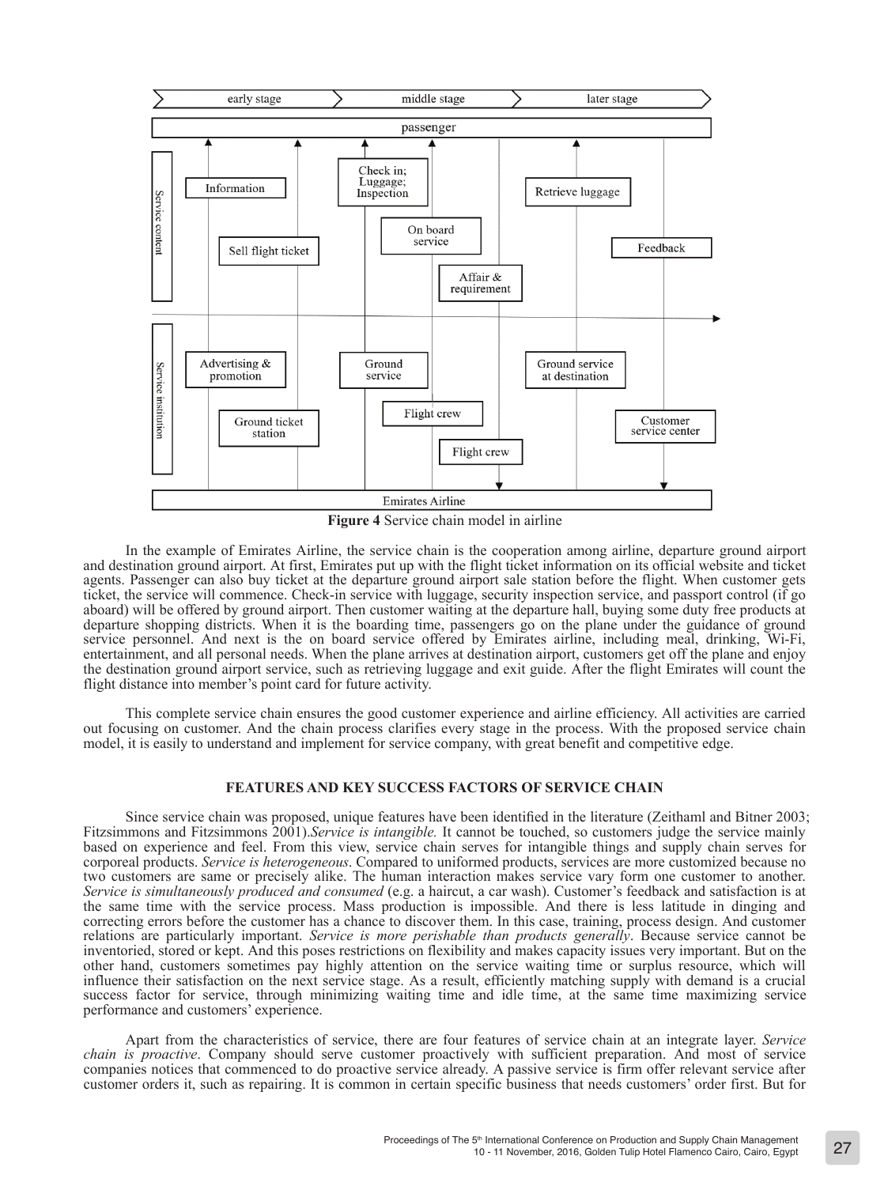**Figure 4** Service chain model in airline

In the example of Emirates Airline, the service chain is the cooperation among airline, departure ground airport and destination ground airport. At first, Emirates put up with the flight ticket information on its official website and ticket agents. Passenger can also buy ticket at the departure ground airport sale station before the flight. When customer gets ticket, the service will commence. Check-in service with luggage, security inspection service, and passport control (if go aboard) will be offered by ground airport. Then customer waiting at the departure hall, buying some duty free products at departure shopping districts. When it is the boarding time, passengers go on the plane under the guidance of ground service personnel. And next is the on board service offered by Emirates airline, including meal, drinking, Wi-Fi, entertainment, and all personal needs. When the plane arrives at destination airport, customers get off the plane and enjoy the destination ground airport service, such as retrieving luggage and exit guide. After the flight Emirates will count the flight distance into member's point card for future activity.

This complete service chain ensures the good customer experience and airline efficiency. All activities are carried out focusing on customer. And the chain process clarifies every stage in the process. With the proposed service chain model, it is easily to understand and implement for service company, with great benefit and competitive edge.

## FEATURES AND KEY SUCCESS FACTORS OF SERVICE CHAIN

Since service chain was proposed, unique features have been identified in the literature (Zeithaml and Bitner 2003; Fitzsimmons and Fitzsimmons 2001).*Service is intangible.* It cannot be touched, so customers judge the service mainly based on experience and feel. From this view, service chain serves for intangible things and supply chain serves for corporeal products. *Service is heterogeneous*. Compared to uniformed products, services are more customized because no two customers are same or precisely alike. The human interaction makes service vary form one customer to another. *Service is simultaneously produced and consumed* (e.g. a haircut, a car wash). Customer's feedback and satisfaction is at the same time with the service process. Mass production is impossible. And there is less latitude in dinging and correcting errors before the customer has a chance to discover them. In this case, training, process design. And customer relations are particularly important. *Service is more perishable than products generally*. Because service cannot be inventoried, stored or kept. And this poses restrictions on flexibility and makes capacity issues very important. But on the other hand, customers sometimes pay highly attention on the service waiting time or surplus resource, which will influence their satisfaction on the next service stage. As a result, efficiently matching supply with demand is a crucial success factor for service, through minimizing waiting time and idle time, at the same time maximizing service performance and customers' experience.

Apart from the characteristics of service, there are four features of service chain at an integrate layer. *Service chain is proactive*. Company should serve customer proactively with sufficient preparation. And most of service companies notices that commenced to do proactive service already. A passive service is firm offer relevant service after customer orders it, such as repairing. It is common in certain specific business that needs customers' order first. But for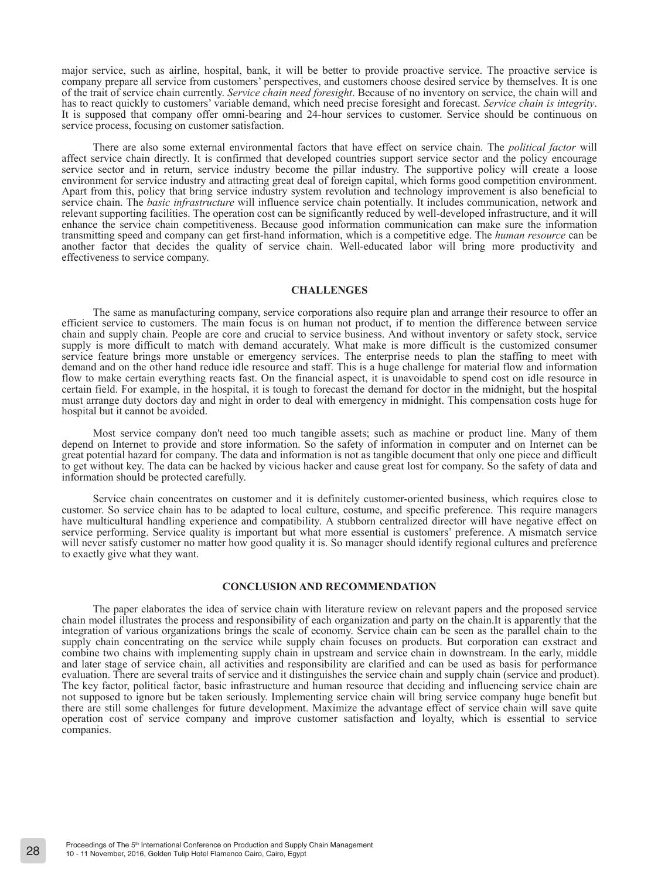major service, such as airline, hospital, bank, it will be better to provide proactive service. The proactive service is company prepare all service from customers' perspectives, and customers choose desired service by themselves. It is one of the trait of service chain currently. *Service chain need foresight*. Because of no inventory on service, the chain will and has to react quickly to customers' variable demand, which need precise foresight and forecast. *Service chain is integrity*. It is supposed that company offer omni-bearing and 24-hour services to customer. Service should be continuous on service process, focusing on customer satisfaction.

There are also some external environmental factors that have effect on service chain. The *political factor* will affect service chain directly. It is confirmed that developed countries support service sector and the policy encourage service sector and in return, service industry become the pillar industry. The supportive policy will create a loose environment for service industry and attracting great deal of foreign capital, which forms good competition environment. Apart from this, policy that bring service industry system revolution and technology improvement is also beneficial to service chain. The *basic infrastructure* will influence service chain potentially. It includes communication, network and relevant supporting facilities. The operation cost can be significantly reduced by well-developed infrastructure, and it will enhance the service chain competitiveness. Because good information communication can make sure the information transmitting speed and company can get first-hand information, which is a competitive edge. The *human resource* can be another factor that decides the quality of service chain. Well-educated labor will bring more productivity and effectiveness to service company.

## CHALLENGES

The same as manufacturing company, service corporations also require plan and arrange their resource to offer an efficient service to customers. The main focus is on human not product, if to mention the difference between service chain and supply chain. People are core and crucial to service business. And without inventory or safety stock, service supply is more difficult to match with demand accurately. What make is more difficult is the customized consumer service feature brings more unstable or emergency services. The enterprise needs to plan the staffing to meet with demand and on the other hand reduce idle resource and staff. This is a huge challenge for material flow and information flow to make certain everything reacts fast. On the financial aspect, it is unavoidable to spend cost on idle resource in certain field. For example, in the hospital, it is tough to forecast the demand for doctor in the midnight, but the hospital must arrange duty doctors day and night in order to deal with emergency in midnight. This compensation costs huge for hospital but it cannot be avoided.

Most service company don't need too much tangible assets; such as machine or product line. Many of them depend on Internet to provide and store information. So the safety of information in computer and on Internet can be great potential hazard for company. The data and information is not as tangible document that only one piece and difficult to get without key. The data can be hacked by vicious hacker and cause great lost for company. So the safety of data and information should be protected carefully.

Service chain concentrates on customer and it is definitely customer-oriented business, which requires close to customer. So service chain has to be adapted to local culture, costume, and specific preference. This require managers have multicultural handling experience and compatibility. A stubborn centralized director will have negative effect on service performing. Service quality is important but what more essential is customers' preference. A mismatch service will never satisfy customer no matter how good quality it is. So manager should identify regional cultures and preference to exactly give what they want.

## CONCLUSION AND RECOMMENDATION

The paper elaborates the idea of service chain with literature review on relevant papers and the proposed service chain model illustrates the process and responsibility of each organization and party on the chain.It is apparently that the integration of various organizations brings the scale of economy. Service chain can be seen as the parallel chain to the supply chain concentrating on the service while supply chain focuses on products. But corporation can exstract and combine two chains with implementing supply chain in upstream and service chain in downstream. In the early, middle and later stage of service chain, all activities and responsibility are clarified and can be used as basis for performance evaluation. There are several traits of service and it distinguishes the service chain and supply chain (service and product). The key factor, political factor, basic infrastructure and human resource that deciding and influencing service chain are not supposed to ignore but be taken seriously. Implementing service chain will bring service company huge benefit but there are still some challenges for future development. Maximize the advantage effect of service chain will save quite operation cost of service company and improve customer satisfaction and loyalty, which is essential to service companies.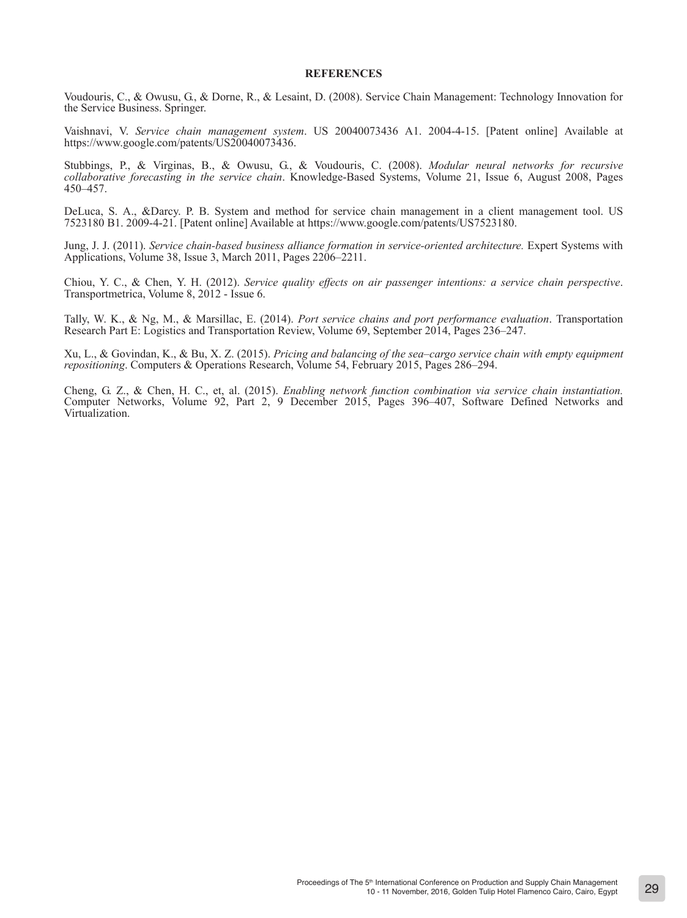## REFERENCES

Voudouris, C., & Owusu, G., & Dorne, R., & Lesaint, D. (2008). Service Chain Management: Technology Innovation for the Service Business. Springer.

Vaishnavi, V. *Service chain management system*. US 20040073436 A1. 2004-4-15. [Patent online] Available at https://www.google.com/patents/US20040073436.

Stubbings, P., & Virginas, B., & Owusu, G., & Voudouris, C. (2008). *Modular neural networks for recursive collaborative forecasting in the service chain*. Knowledge-Based Systems, Volume 21, Issue 6, August 2008, Pages 450–457.

DeLuca, S. A., &Darcy. P. B. System and method for service chain management in a client management tool. US 7523180 B1. 2009-4-21. [Patent online] Available at https://www.google.com/patents/US7523180.

Jung, J. J. (2011). *Service chain-based business alliance formation in service-oriented architecture.* Expert Systems with Applications, Volume 38, Issue 3, March 2011, Pages 2206–2211.

Chiou, Y. C., & Chen, Y. H. (2012). *Service quality effects on air passenger intentions: a service chain perspective*. Transportmetrica, Volume 8, 2012 - Issue 6.

Tally, W. K., & Ng, M., & Marsillac, E. (2014). *Port service chains and port performance evaluation*. Transportation Research Part E: Logistics and Transportation Review, Volume 69, September 2014, Pages 236–247.

Xu, L., & Govindan, K., & Bu, X. Z. (2015). *Pricing and balancing of the sea–cargo service chain with empty equipment repositioning*. Computers & Operations Research, Volume 54, February 2015, Pages 286–294.

Cheng, G. Z., & Chen, H. C., et, al. (2015). *Enabling network function combination via service chain instantiation.* Computer Networks, Volume 92, Part 2, 9 December 2015, Pages 396–407, Software Defined Networks and Virtualization.